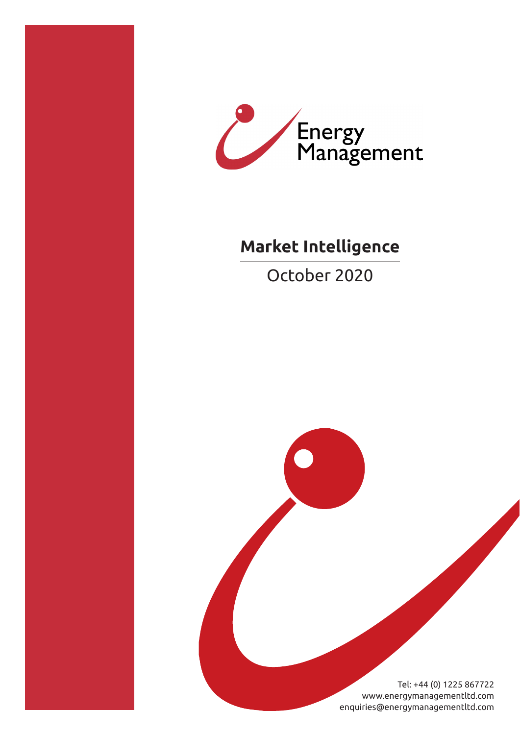Energy Management

# Market Intelligence

October 2020

Tel: +44 (0) 1225 867722
www.energymanagementltd.com
enquiries@energymanagementltd.com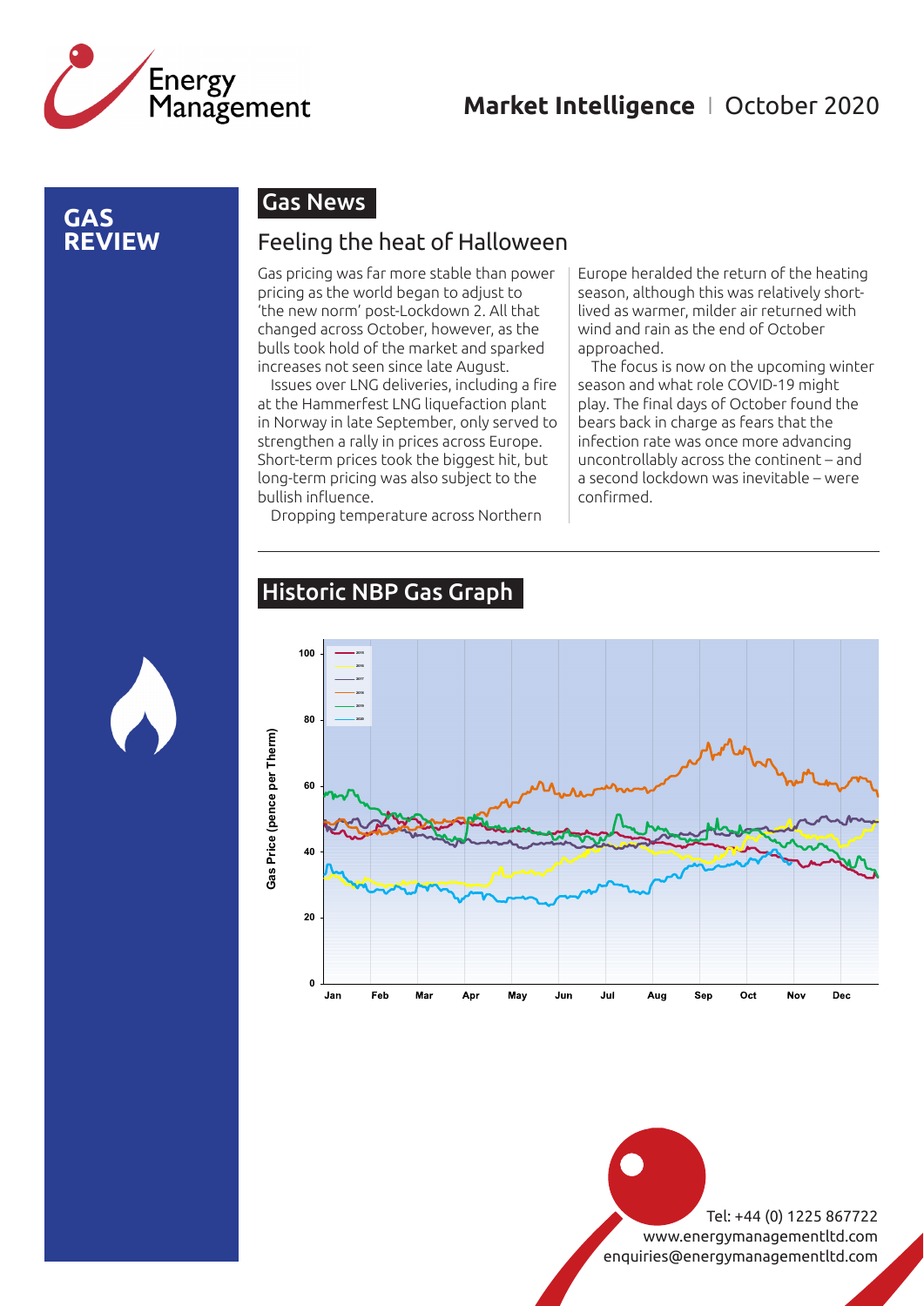# GAS REVIEW

## Gas News

### Feeling the heat of Halloween

Gas pricing was far more stable than power pricing as the world began to adjust to 'the new norm' post-Lockdown 2. All that changed across October, however, as the bulls took hold of the market and sparked increases not seen since late August.

Issues over LNG deliveries, including a fire at the Hammerfest LNG liquefaction plant in Norway in late September, only served to strengthen a rally in prices across Europe. Short-term prices took the biggest hit, but long-term pricing was also subject to the bullish influence.

Dropping temperature across Northern Europe heralded the return of the heating season, although this was relatively short-lived as warmer, milder air returned with wind and rain as the end of October approached.

The focus is now on the upcoming winter season and what role COVID-19 might play. The final days of October found the bears back in charge as fears that the infection rate was once more advancing uncontrollably across the continent – and a second lockdown was inevitable – were confirmed.

## Historic NBP Gas Graph

Gas Price (pence per Therm)

100, 80, 60, 40, 20, 0

Jan, Feb, Mar, Apr, May, Jun, Jul, Aug, Sep, Oct, Nov, Dec

2015, 2016, 2017, 2018, 2019, 2020

Tel: +44 (0) 1225 867722
www.energymanagementltd.com
enquiries@energymanagementltd.com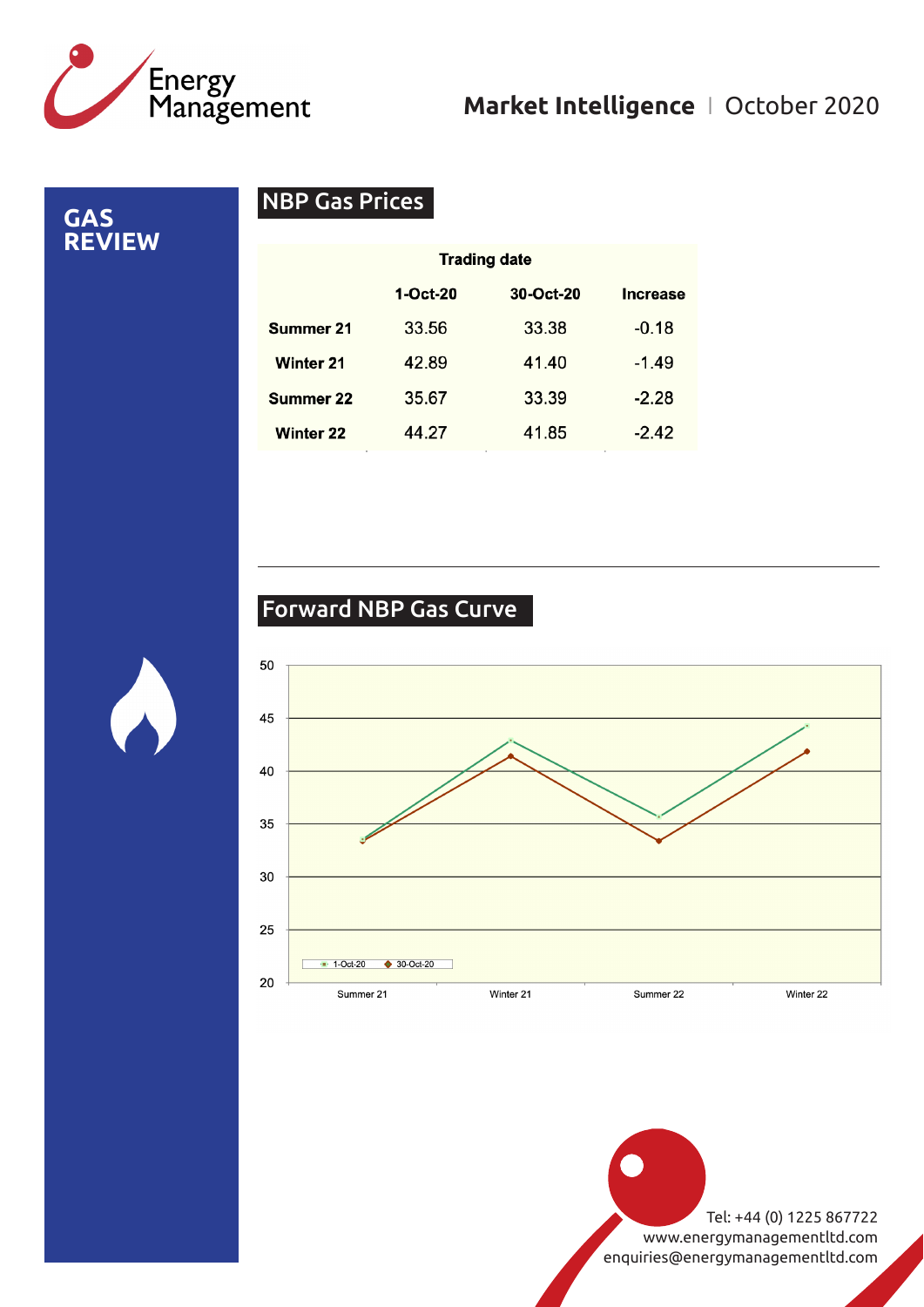# GAS REVIEW

## NBP Gas Prices

| | Trading date | | |
|---|---|---|---|
| | 1-Oct-20 | 30-Oct-20 | Increase |
| **Summer 21** | 33.56 | 33.38 | -0.18 |
| **Winter 21** | 42.89 | 41.40 | -1.49 |
| **Summer 22** | 35.67 | 33.39 | -2.28 |
| **Winter 22** | 44.27 | 41.85 | -2.42 |

## Forward NBP Gas Curve

| | 1-Oct-20 | 30-Oct-20 |
|---|---|---|
| Summer 21 | 33.56 | 33.38 |
| Winter 21 | 42.89 | 41.40 |
| Summer 22 | 35.67 | 33.39 |
| Winter 22 | 44.27 | 41.85 |

Tel: +44 (0) 1225 867722
www.energymanagementltd.com
enquiries@energymanagementltd.com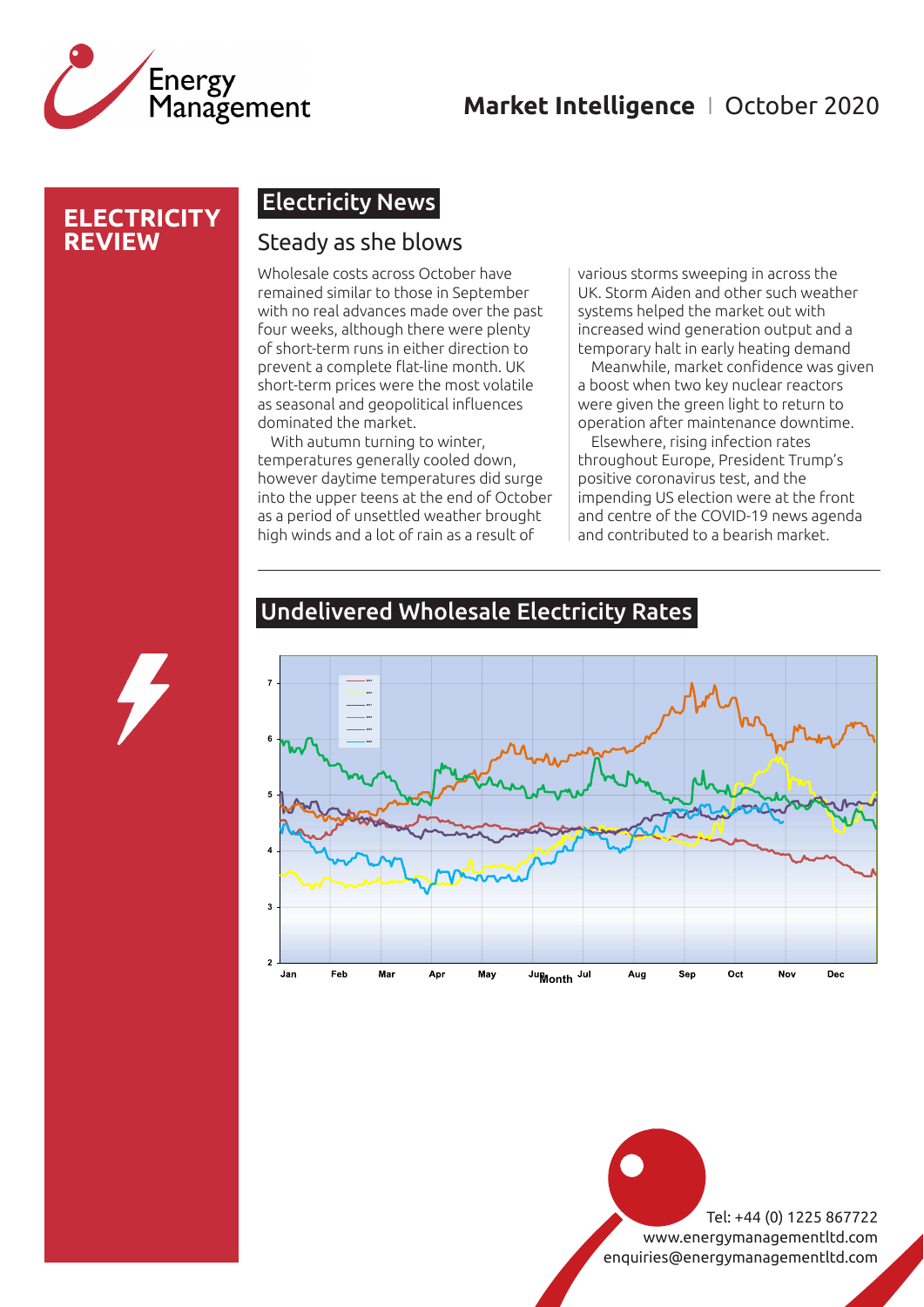# ELECTRICITY REVIEW

## Electricity News

### Steady as she blows

Wholesale costs across October have remained similar to those in September with no real advances made over the past four weeks, although there were plenty of short-term runs in either direction to prevent a complete flat-line month. UK short-term prices were the most volatile as seasonal and geopolitical influences dominated the market.

With autumn turning to winter, temperatures generally cooled down, however daytime temperatures did surge into the upper teens at the end of October as a period of unsettled weather brought high winds and a lot of rain as a result of various storms sweeping in across the UK. Storm Aiden and other such weather systems helped the market out with increased wind generation output and a temporary halt in early heating demand

Meanwhile, market confidence was given a boost when two key nuclear reactors were given the green light to return to operation after maintenance downtime.

Elsewhere, rising infection rates throughout Europe, President Trump's positive coronavirus test, and the impending US election were at the front and centre of the COVID-19 news agenda and contributed to a bearish market.

## Undelivered Wholesale Electricity Rates

Tel: +44 (0) 1225 867722
www.energymanagementltd.com
enquiries@energymanagementltd.com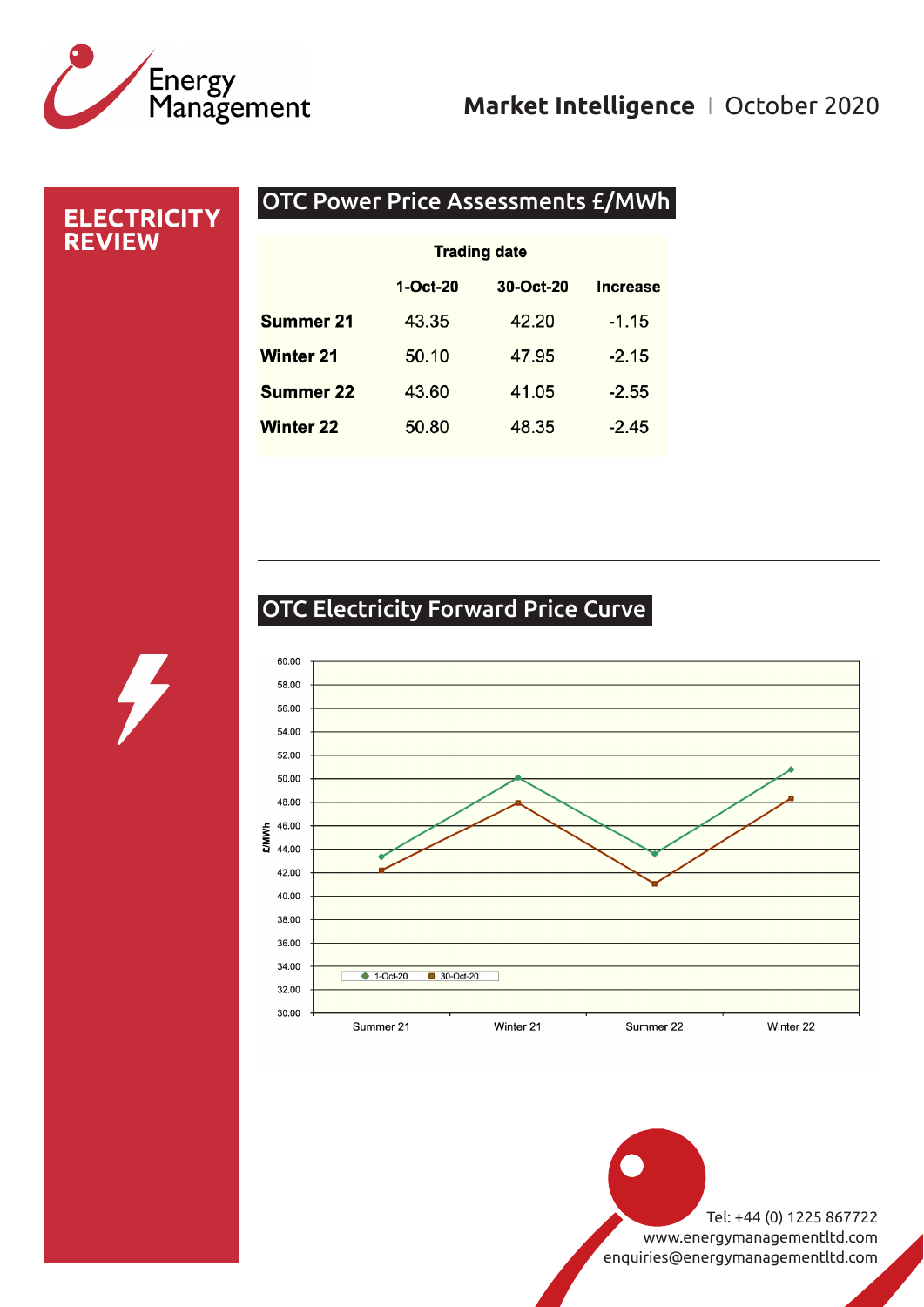## ELECTRICITY REVIEW

### OTC Power Price Assessments £/MWh

| | Trading date | | |
|---|---|---|---|
| | 1-Oct-20 | 30-Oct-20 | Increase |
| **Summer 21** | 43.35 | 42.20 | -1.15 |
| **Winter 21** | 50.10 | 47.95 | -2.15 |
| **Summer 22** | 43.60 | 41.05 | -2.55 |
| **Winter 22** | 50.80 | 48.35 | -2.45 |

---

### OTC Electricity Forward Price Curve

Tel: +44 (0) 1225 867722
www.energymanagementltd.com
enquiries@energymanagementltd.com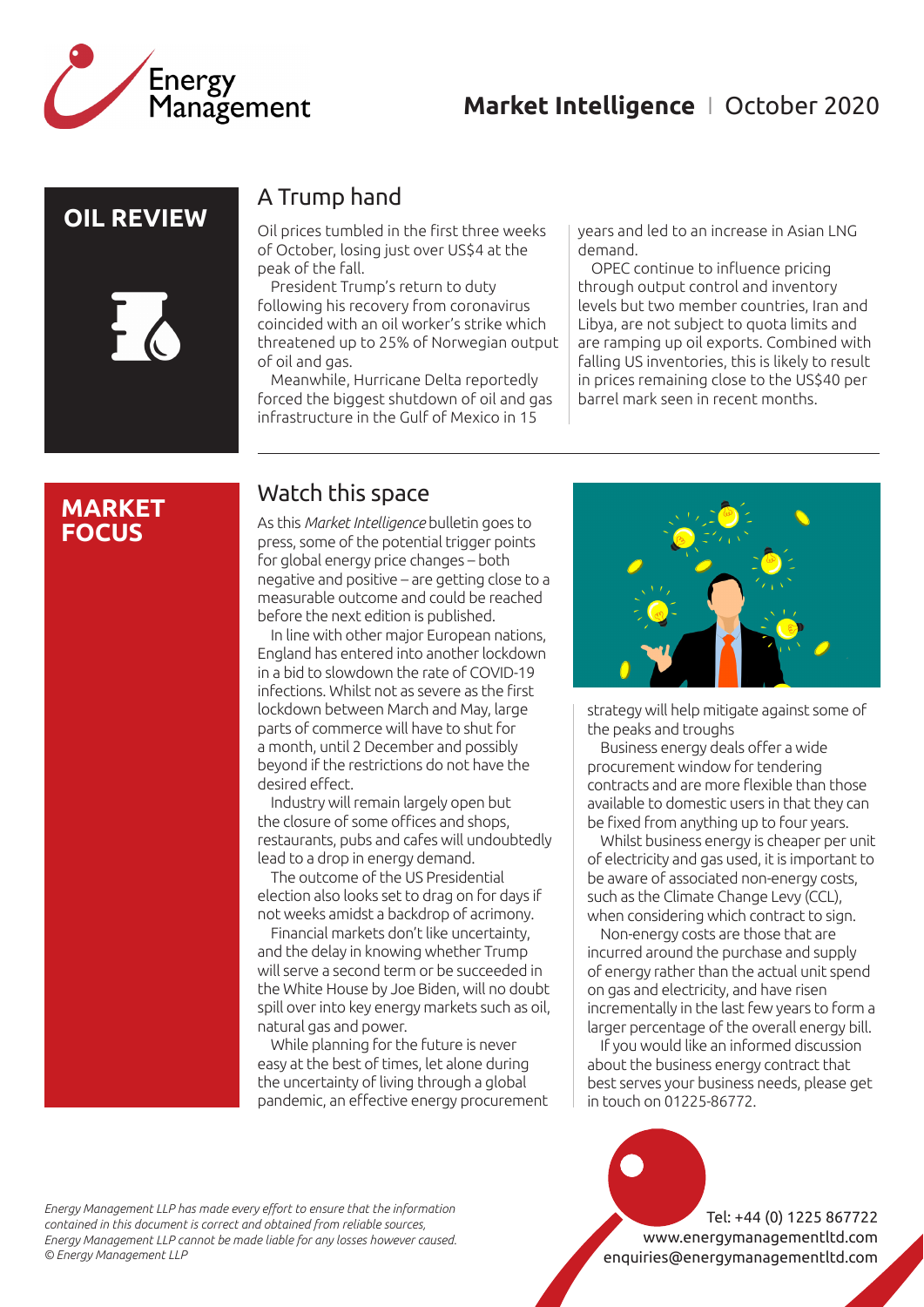Energy Management

**Market Intelligence** | October 2020

## OIL REVIEW

### A Trump hand

Oil prices tumbled in the first three weeks of October, losing just over US$4 at the peak of the fall.

President Trump's return to duty following his recovery from coronavirus coincided with an oil worker's strike which threatened up to 25% of Norwegian output of oil and gas.

Meanwhile, Hurricane Delta reportedly forced the biggest shutdown of oil and gas infrastructure in the Gulf of Mexico in 15 years and led to an increase in Asian LNG demand.

OPEC continue to influence pricing through output control and inventory levels but two member countries, Iran and Libya, are not subject to quota limits and are ramping up oil exports. Combined with falling US inventories, this is likely to result in prices remaining close to the US$40 per barrel mark seen in recent months.

## MARKET FOCUS

### Watch this space

As this *Market Intelligence* bulletin goes to press, some of the potential trigger points for global energy price changes – both negative and positive – are getting close to a measurable outcome and could be reached before the next edition is published.

In line with other major European nations, England has entered into another lockdown in a bid to slowdown the rate of COVID-19 infections. Whilst not as severe as the first lockdown between March and May, large parts of commerce will have to shut for a month, until 2 December and possibly beyond if the restrictions do not have the desired effect.

Industry will remain largely open but the closure of some offices and shops, restaurants, pubs and cafes will undoubtedly lead to a drop in energy demand.

The outcome of the US Presidential election also looks set to drag on for days if not weeks amidst a backdrop of acrimony.

Financial markets don't like uncertainty, and the delay in knowing whether Trump will serve a second term or be succeeded in the White House by Joe Biden, will no doubt spill over into key energy markets such as oil, natural gas and power.

While planning for the future is never easy at the best of times, let alone during the uncertainty of living through a global pandemic, an effective energy procurement strategy will help mitigate against some of the peaks and troughs

Business energy deals offer a wide procurement window for tendering contracts and are more flexible than those available to domestic users in that they can be fixed from anything up to four years.

Whilst business energy is cheaper per unit of electricity and gas used, it is important to be aware of associated non-energy costs, such as the Climate Change Levy (CCL), when considering which contract to sign.

Non-energy costs are those that are incurred around the purchase and supply of energy rather than the actual unit spend on gas and electricity, and have risen incrementally in the last few years to form a larger percentage of the overall energy bill.

If you would like an informed discussion about the business energy contract that best serves your business needs, please get in touch on 01225-86772.

*Energy Management LLP has made every effort to ensure that the information contained in this document is correct and obtained from reliable sources, Energy Management LLP cannot be made liable for any losses however caused. © Energy Management LLP*

Tel: +44 (0) 1225 867722
www.energymanagementltd.com
enquiries@energymanagementltd.com